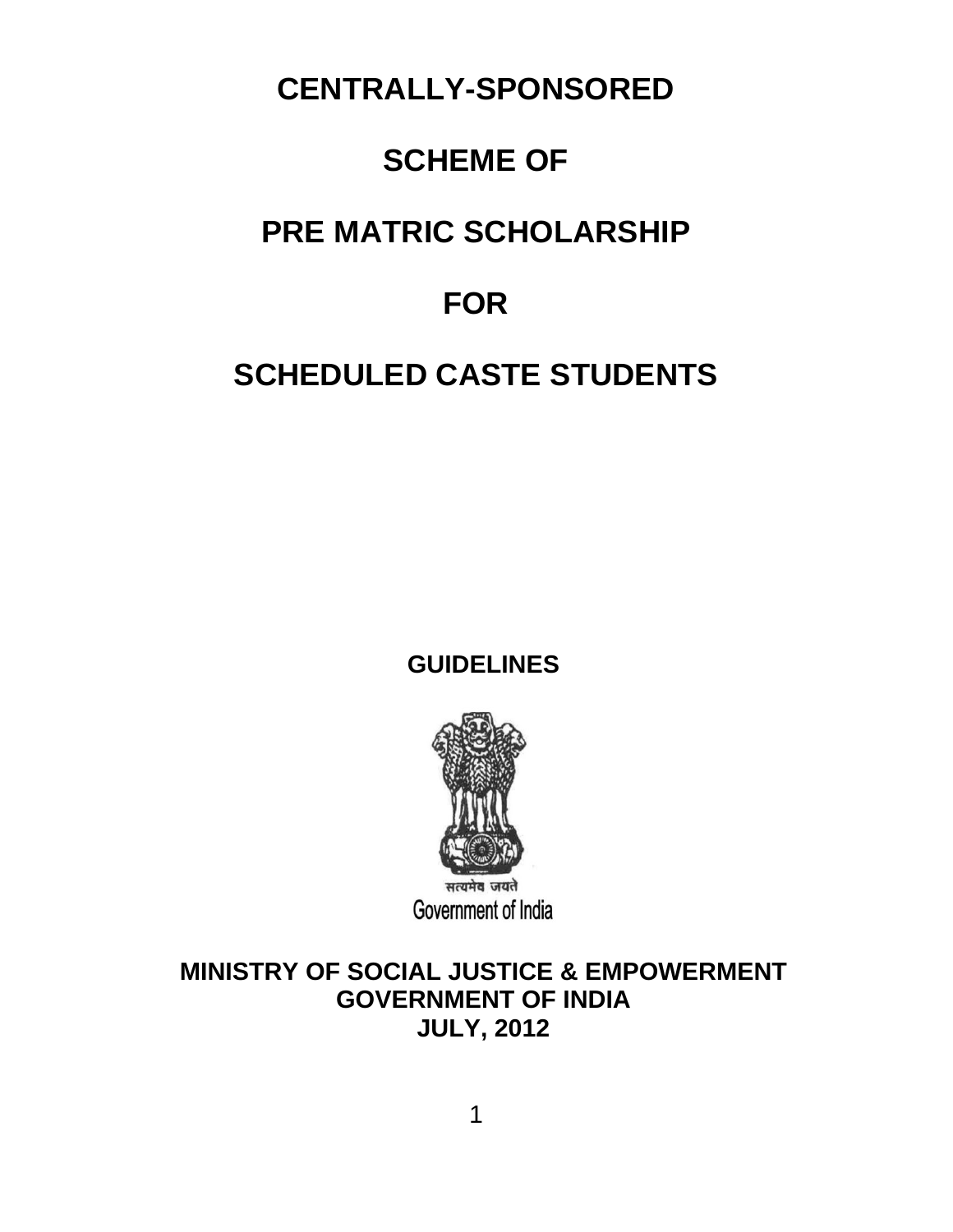# CENTRALLY-SPONSORED

# SCHEME OF

# PRE MATRIC SCHOLARSHIP

# FOR

# SCHEDULED CASTE STUDENTS

**GUIDELINES**

सत्यमेव जयते
Government of India

**MINISTRY OF SOCIAL JUSTICE & EMPOWERMENT**
**GOVERNMENT OF INDIA**
**JULY, 2012**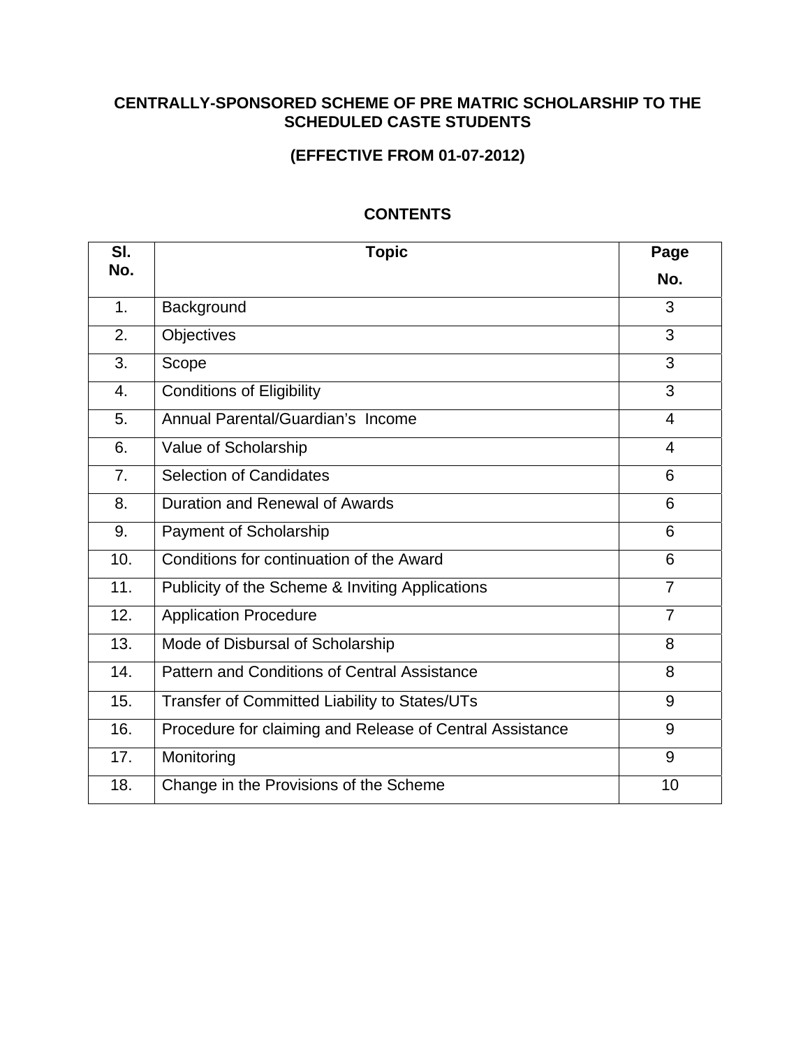# CENTRALLY-SPONSORED SCHEME OF PRE MATRIC SCHOLARSHIP TO THE SCHEDULED CASTE STUDENTS

## (EFFECTIVE FROM 01-07-2012)

### CONTENTS

| Sl. No. | Topic | Page No. |
|---|---|---|
| 1. | Background | 3 |
| 2. | Objectives | 3 |
| 3. | Scope | 3 |
| 4. | Conditions of Eligibility | 3 |
| 5. | Annual Parental/Guardian's Income | 4 |
| 6. | Value of Scholarship | 4 |
| 7. | Selection of Candidates | 6 |
| 8. | Duration and Renewal of Awards | 6 |
| 9. | Payment of Scholarship | 6 |
| 10. | Conditions for continuation of the Award | 6 |
| 11. | Publicity of the Scheme & Inviting Applications | 7 |
| 12. | Application Procedure | 7 |
| 13. | Mode of Disbursal of Scholarship | 8 |
| 14. | Pattern and Conditions of Central Assistance | 8 |
| 15. | Transfer of Committed Liability to States/UTs | 9 |
| 16. | Procedure for claiming and Release of Central Assistance | 9 |
| 17. | Monitoring | 9 |
| 18. | Change in the Provisions of the Scheme | 10 |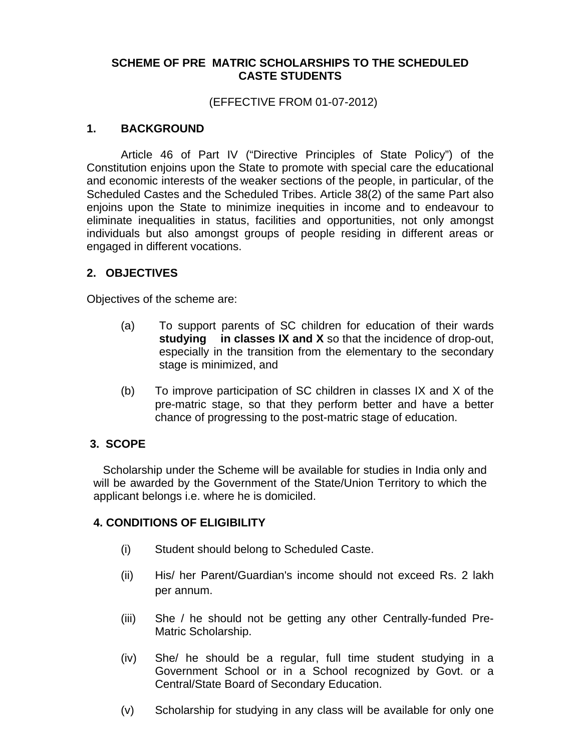# SCHEME OF PRE MATRIC SCHOLARSHIPS TO THE SCHEDULED CASTE STUDENTS

(EFFECTIVE FROM 01-07-2012)

## 1. BACKGROUND

Article 46 of Part IV ("Directive Principles of State Policy") of the Constitution enjoins upon the State to promote with special care the educational and economic interests of the weaker sections of the people, in particular, of the Scheduled Castes and the Scheduled Tribes. Article 38(2) of the same Part also enjoins upon the State to minimize inequities in income and to endeavour to eliminate inequalities in status, facilities and opportunities, not only amongst individuals but also amongst groups of people residing in different areas or engaged in different vocations.

## 2. OBJECTIVES

Objectives of the scheme are:

(a) To support parents of SC children for education of their wards **studying in classes IX and X** so that the incidence of drop-out, especially in the transition from the elementary to the secondary stage is minimized, and

(b) To improve participation of SC children in classes IX and X of the pre-matric stage, so that they perform better and have a better chance of progressing to the post-matric stage of education.

## 3. SCOPE

Scholarship under the Scheme will be available for studies in India only and will be awarded by the Government of the State/Union Territory to which the applicant belongs i.e. where he is domiciled.

## 4. CONDITIONS OF ELIGIBILITY

(i) Student should belong to Scheduled Caste.

(ii) His/ her Parent/Guardian's income should not exceed Rs. 2 lakh per annum.

(iii) She / he should not be getting any other Centrally-funded Pre-Matric Scholarship.

(iv) She/ he should be a regular, full time student studying in a Government School or in a School recognized by Govt. or a Central/State Board of Secondary Education.

(v) Scholarship for studying in any class will be available for only one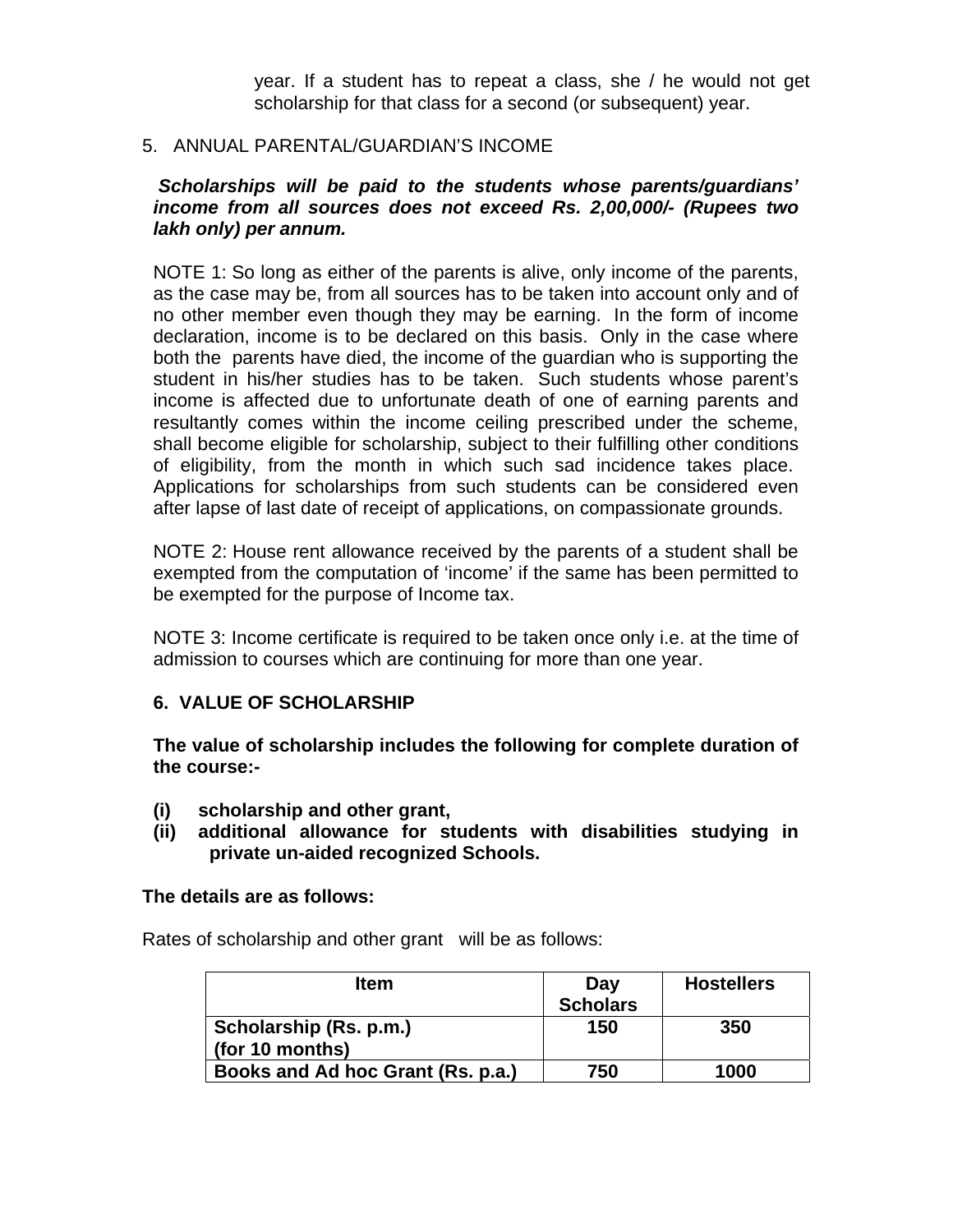year. If a student has to repeat a class, she / he would not get scholarship for that class for a second (or subsequent) year.

5. ANNUAL PARENTAL/GUARDIAN'S INCOME

***Scholarships will be paid to the students whose parents/guardians' income from all sources does not exceed Rs. 2,00,000/- (Rupees two lakh only) per annum.***

NOTE 1: So long as either of the parents is alive, only income of the parents, as the case may be, from all sources has to be taken into account only and of no other member even though they may be earning. In the form of income declaration, income is to be declared on this basis. Only in the case where both the parents have died, the income of the guardian who is supporting the student in his/her studies has to be taken. Such students whose parent's income is affected due to unfortunate death of one of earning parents and resultantly comes within the income ceiling prescribed under the scheme, shall become eligible for scholarship, subject to their fulfilling other conditions of eligibility, from the month in which such sad incidence takes place. Applications for scholarships from such students can be considered even after lapse of last date of receipt of applications, on compassionate grounds.

NOTE 2: House rent allowance received by the parents of a student shall be exempted from the computation of 'income' if the same has been permitted to be exempted for the purpose of Income tax.

NOTE 3: Income certificate is required to be taken once only i.e. at the time of admission to courses which are continuing for more than one year.

## 6. VALUE OF SCHOLARSHIP

**The value of scholarship includes the following for complete duration of the course:-**

**(i) scholarship and other grant,**
**(ii) additional allowance for students with disabilities studying in private un-aided recognized Schools.**

**The details are as follows:**

Rates of scholarship and other grant will be as follows:

| Item | Day Scholars | Hostellers |
|---|---|---|
| **Scholarship (Rs. p.m.) (for 10 months)** | **150** | **350** |
| **Books and Ad hoc Grant (Rs. p.a.)** | **750** | **1000** |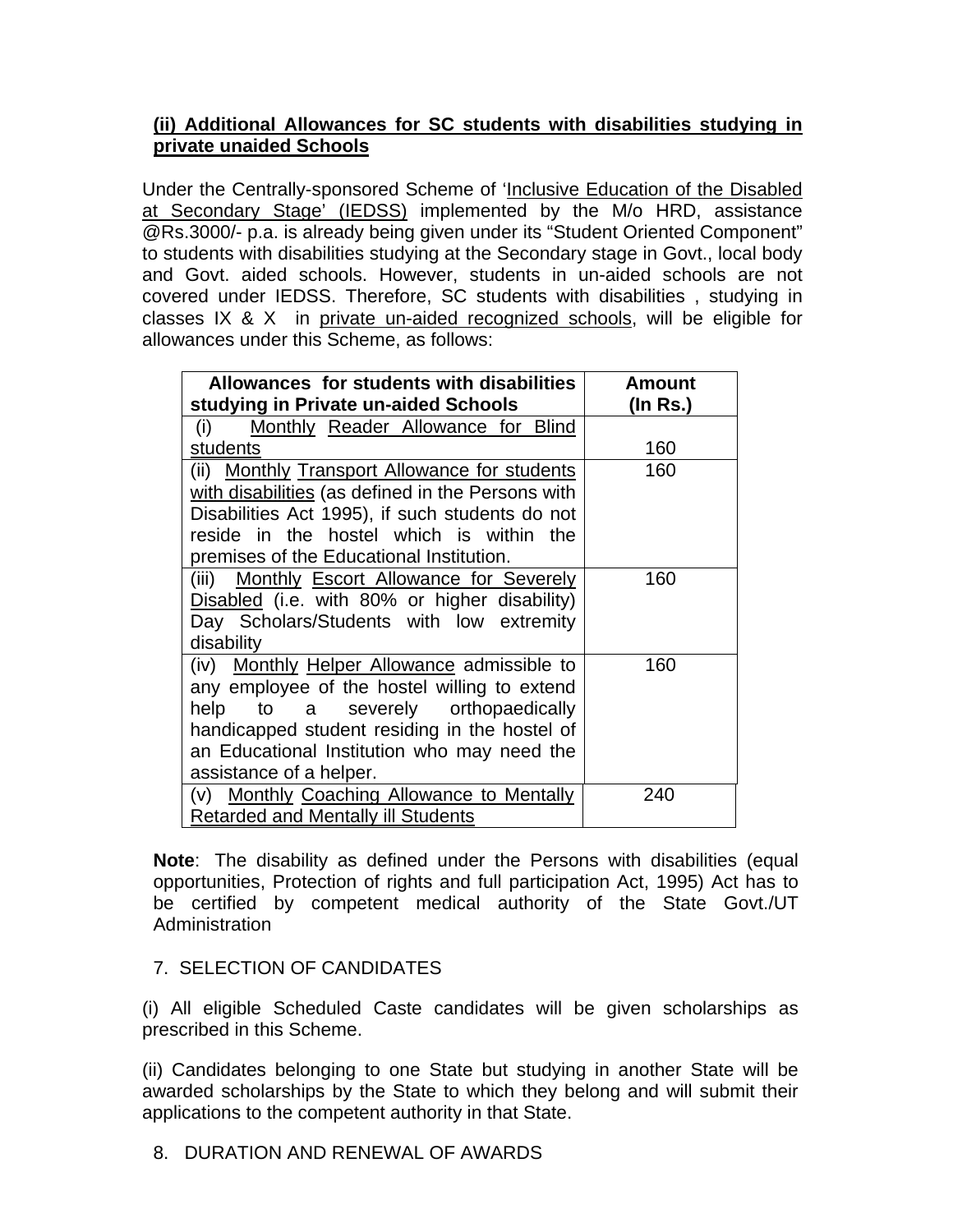**(ii) Additional Allowances for SC students with disabilities studying in private unaided Schools**

Under the Centrally-sponsored Scheme of 'Inclusive Education of the Disabled at Secondary Stage' (IEDSS) implemented by the M/o HRD, assistance @Rs.3000/- p.a. is already being given under its "Student Oriented Component" to students with disabilities studying at the Secondary stage in Govt., local body and Govt. aided schools. However, students in un-aided schools are not covered under IEDSS. Therefore, SC students with disabilities , studying in classes IX & X in private un-aided recognized schools, will be eligible for allowances under this Scheme, as follows:

| Allowances for students with disabilities studying in Private un-aided Schools | Amount (In Rs.) |
|---|---|
| (i) Monthly Reader Allowance for Blind students | 160 |
| (ii) Monthly Transport Allowance for students with disabilities (as defined in the Persons with Disabilities Act 1995), if such students do not reside in the hostel which is within the premises of the Educational Institution. | 160 |
| (iii) Monthly Escort Allowance for Severely Disabled (i.e. with 80% or higher disability) Day Scholars/Students with low extremity disability | 160 |
| (iv) Monthly Helper Allowance admissible to any employee of the hostel willing to extend help to a severely orthopaedically handicapped student residing in the hostel of an Educational Institution who may need the assistance of a helper. | 160 |
| (v) Monthly Coaching Allowance to Mentally Retarded and Mentally ill Students | 240 |

**Note**: The disability as defined under the Persons with disabilities (equal opportunities, Protection of rights and full participation Act, 1995) Act has to be certified by competent medical authority of the State Govt./UT Administration

7. SELECTION OF CANDIDATES

(i) All eligible Scheduled Caste candidates will be given scholarships as prescribed in this Scheme.

(ii) Candidates belonging to one State but studying in another State will be awarded scholarships by the State to which they belong and will submit their applications to the competent authority in that State.

8. DURATION AND RENEWAL OF AWARDS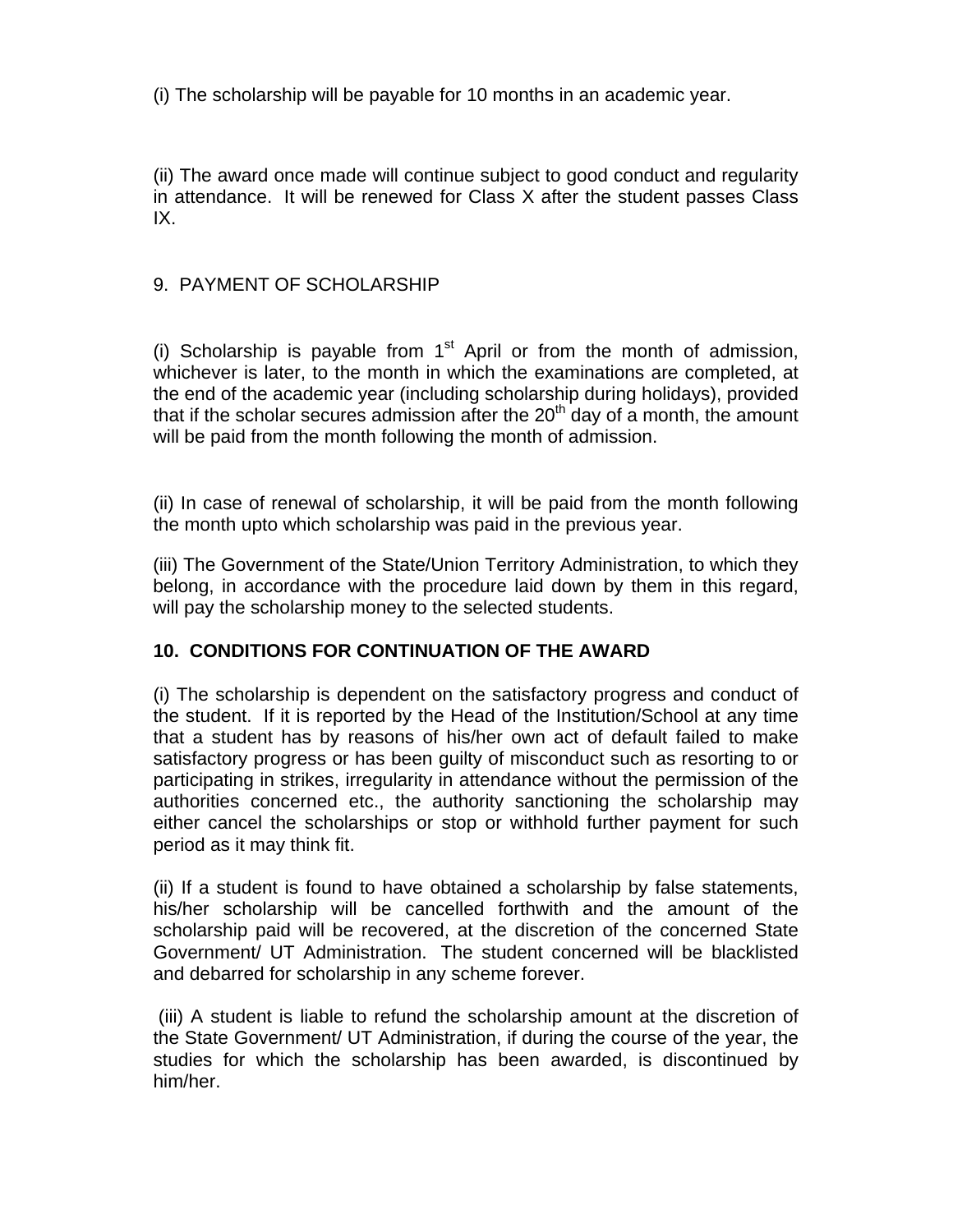(i) The scholarship will be payable for 10 months in an academic year.

(ii) The award once made will continue subject to good conduct and regularity in attendance. It will be renewed for Class X after the student passes Class IX.

## 9. PAYMENT OF SCHOLARSHIP

(i) Scholarship is payable from 1st April or from the month of admission, whichever is later, to the month in which the examinations are completed, at the end of the academic year (including scholarship during holidays), provided that if the scholar secures admission after the 20th day of a month, the amount will be paid from the month following the month of admission.

(ii) In case of renewal of scholarship, it will be paid from the month following the month upto which scholarship was paid in the previous year.

(iii) The Government of the State/Union Territory Administration, to which they belong, in accordance with the procedure laid down by them in this regard, will pay the scholarship money to the selected students.

## **10. CONDITIONS FOR CONTINUATION OF THE AWARD**

(i) The scholarship is dependent on the satisfactory progress and conduct of the student. If it is reported by the Head of the Institution/School at any time that a student has by reasons of his/her own act of default failed to make satisfactory progress or has been guilty of misconduct such as resorting to or participating in strikes, irregularity in attendance without the permission of the authorities concerned etc., the authority sanctioning the scholarship may either cancel the scholarships or stop or withhold further payment for such period as it may think fit.

(ii) If a student is found to have obtained a scholarship by false statements, his/her scholarship will be cancelled forthwith and the amount of the scholarship paid will be recovered, at the discretion of the concerned State Government/ UT Administration. The student concerned will be blacklisted and debarred for scholarship in any scheme forever.

(iii) A student is liable to refund the scholarship amount at the discretion of the State Government/ UT Administration, if during the course of the year, the studies for which the scholarship has been awarded, is discontinued by him/her.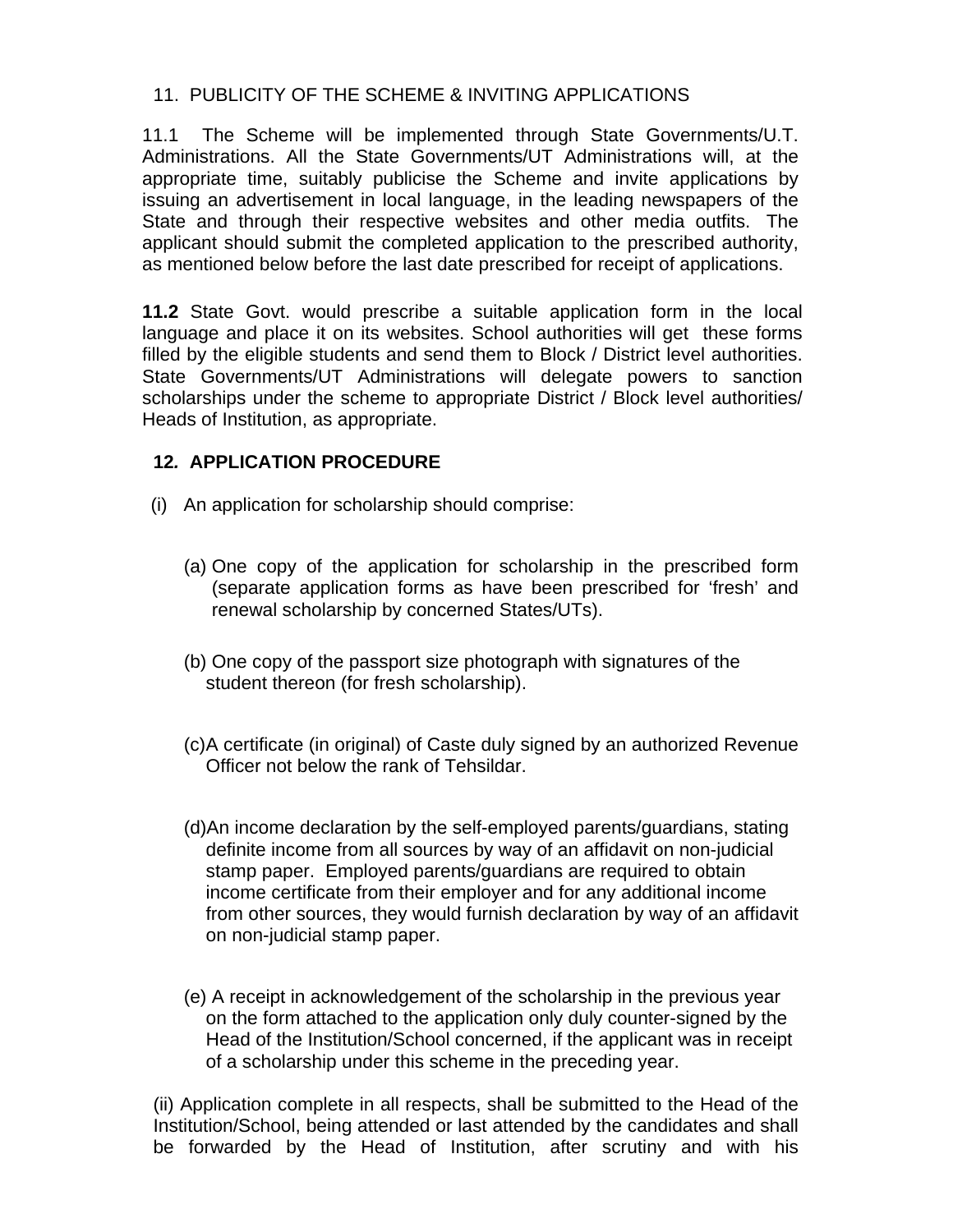## 11. PUBLICITY OF THE SCHEME & INVITING APPLICATIONS

11.1 The Scheme will be implemented through State Governments/U.T. Administrations. All the State Governments/UT Administrations will, at the appropriate time, suitably publicise the Scheme and invite applications by issuing an advertisement in local language, in the leading newspapers of the State and through their respective websites and other media outfits. The applicant should submit the completed application to the prescribed authority, as mentioned below before the last date prescribed for receipt of applications.

**11.2** State Govt. would prescribe a suitable application form in the local language and place it on its websites. School authorities will get these forms filled by the eligible students and send them to Block / District level authorities. State Governments/UT Administrations will delegate powers to sanction scholarships under the scheme to appropriate District / Block level authorities/ Heads of Institution, as appropriate.

## 12. APPLICATION PROCEDURE

(i) An application for scholarship should comprise:

(a) One copy of the application for scholarship in the prescribed form (separate application forms as have been prescribed for 'fresh' and renewal scholarship by concerned States/UTs).

(b) One copy of the passport size photograph with signatures of the student thereon (for fresh scholarship).

(c) A certificate (in original) of Caste duly signed by an authorized Revenue Officer not below the rank of Tehsildar.

(d) An income declaration by the self-employed parents/guardians, stating definite income from all sources by way of an affidavit on non-judicial stamp paper. Employed parents/guardians are required to obtain income certificate from their employer and for any additional income from other sources, they would furnish declaration by way of an affidavit on non-judicial stamp paper.

(e) A receipt in acknowledgement of the scholarship in the previous year on the form attached to the application only duly counter-signed by the Head of the Institution/School concerned, if the applicant was in receipt of a scholarship under this scheme in the preceding year.

(ii) Application complete in all respects, shall be submitted to the Head of the Institution/School, being attended or last attended by the candidates and shall be forwarded by the Head of Institution, after scrutiny and with his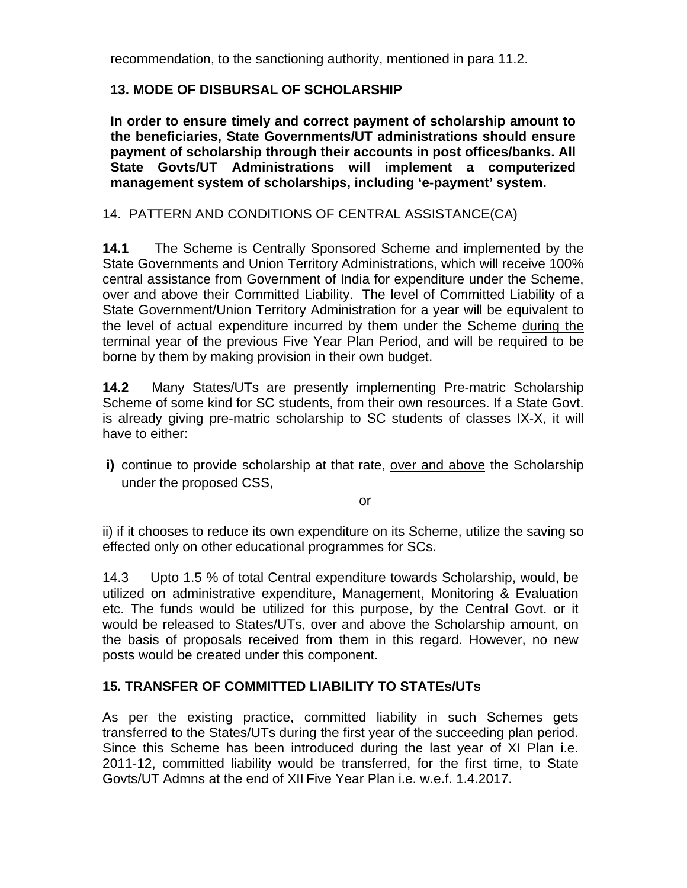recommendation, to the sanctioning authority, mentioned in para 11.2.

## 13. MODE OF DISBURSAL OF SCHOLARSHIP

**In order to ensure timely and correct payment of scholarship amount to the beneficiaries, State Governments/UT administrations should ensure payment of scholarship through their accounts in post offices/banks. All State Govts/UT Administrations will implement a computerized management system of scholarships, including 'e-payment' system.**

## 14. PATTERN AND CONDITIONS OF CENTRAL ASSISTANCE(CA)

**14.1** The Scheme is Centrally Sponsored Scheme and implemented by the State Governments and Union Territory Administrations, which will receive 100% central assistance from Government of India for expenditure under the Scheme, over and above their Committed Liability. The level of Committed Liability of a State Government/Union Territory Administration for a year will be equivalent to the level of actual expenditure incurred by them under the Scheme during the terminal year of the previous Five Year Plan Period, and will be required to be borne by them by making provision in their own budget.

**14.2** Many States/UTs are presently implementing Pre-matric Scholarship Scheme of some kind for SC students, from their own resources. If a State Govt. is already giving pre-matric scholarship to SC students of classes IX-X, it will have to either:

**i)** continue to provide scholarship at that rate, over and above the Scholarship under the proposed CSS,

or

ii) if it chooses to reduce its own expenditure on its Scheme, utilize the saving so effected only on other educational programmes for SCs.

14.3 Upto 1.5 % of total Central expenditure towards Scholarship, would, be utilized on administrative expenditure, Management, Monitoring & Evaluation etc. The funds would be utilized for this purpose, by the Central Govt. or it would be released to States/UTs, over and above the Scholarship amount, on the basis of proposals received from them in this regard. However, no new posts would be created under this component.

## 15. TRANSFER OF COMMITTED LIABILITY TO STATEs/UTs

As per the existing practice, committed liability in such Schemes gets transferred to the States/UTs during the first year of the succeeding plan period. Since this Scheme has been introduced during the last year of XI Plan i.e. 2011-12, committed liability would be transferred, for the first time, to State Govts/UT Admns at the end of XII Five Year Plan i.e. w.e.f. 1.4.2017.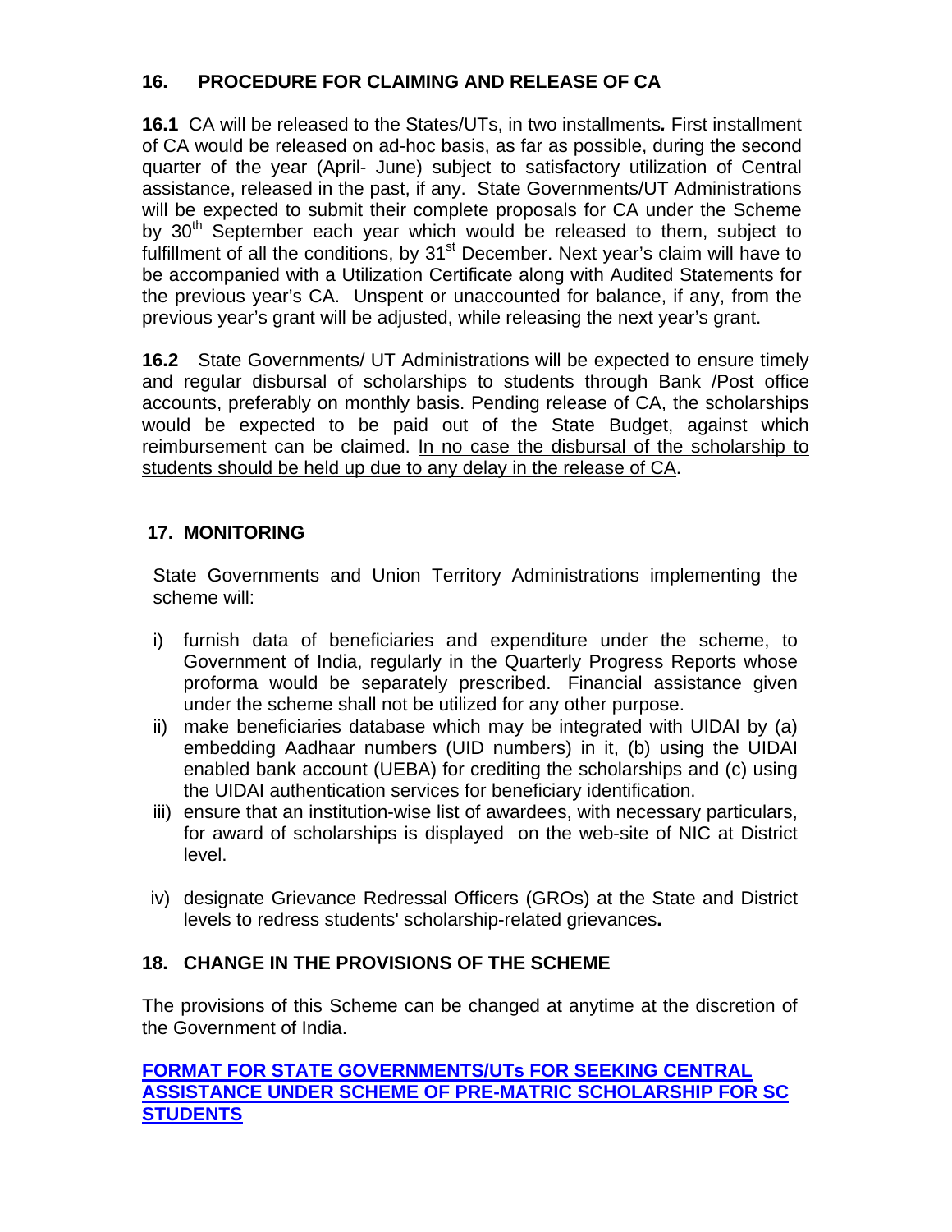## 16. PROCEDURE FOR CLAIMING AND RELEASE OF CA

**16.1** CA will be released to the States/UTs, in two installments**.** First installment of CA would be released on ad-hoc basis, as far as possible, during the second quarter of the year (April- June) subject to satisfactory utilization of Central assistance, released in the past, if any. State Governments/UT Administrations will be expected to submit their complete proposals for CA under the Scheme by 30th September each year which would be released to them, subject to fulfillment of all the conditions, by 31st December. Next year's claim will have to be accompanied with a Utilization Certificate along with Audited Statements for the previous year's CA. Unspent or unaccounted for balance, if any, from the previous year's grant will be adjusted, while releasing the next year's grant.

**16.2** State Governments/ UT Administrations will be expected to ensure timely and regular disbursal of scholarships to students through Bank /Post office accounts, preferably on monthly basis. Pending release of CA, the scholarships would be expected to be paid out of the State Budget, against which reimbursement can be claimed. <u>In no case the disbursal of the scholarship to students should be held up due to any delay in the release of CA</u>.

## 17. MONITORING

State Governments and Union Territory Administrations implementing the scheme will:

i) furnish data of beneficiaries and expenditure under the scheme, to Government of India, regularly in the Quarterly Progress Reports whose proforma would be separately prescribed. Financial assistance given under the scheme shall not be utilized for any other purpose.
ii) make beneficiaries database which may be integrated with UIDAI by (a) embedding Aadhaar numbers (UID numbers) in it, (b) using the UIDAI enabled bank account (UEBA) for crediting the scholarships and (c) using the UIDAI authentication services for beneficiary identification.
iii) ensure that an institution-wise list of awardees, with necessary particulars, for award of scholarships is displayed on the web-site of NIC at District level.
iv) designate Grievance Redressal Officers (GROs) at the State and District levels to redress students' scholarship-related grievances**.**

## 18. CHANGE IN THE PROVISIONS OF THE SCHEME

The provisions of this Scheme can be changed at anytime at the discretion of the Government of India.

**<u>FORMAT FOR STATE GOVERNMENTS/UTs FOR SEEKING CENTRAL ASSISTANCE UNDER SCHEME OF PRE-MATRIC SCHOLARSHIP FOR SC STUDENTS</u>**